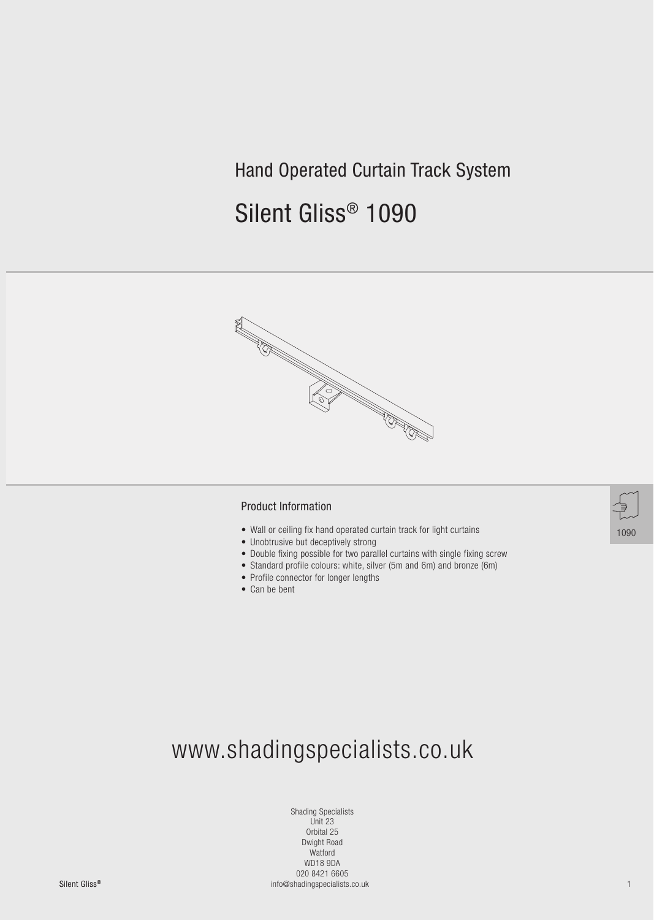Hand Operated Curtain Track System

# Silent Gliss® 1090

## Product Information

- Wall or ceiling fix hand operated curtain track for light curtains
- Unobtrusive but deceptively strong
- Double fixing possible for two parallel curtains with single fixing screw
- Standard profile colours: white, silver (5m and 6m) and bronze (6m)
- Profile connector for longer lengths
- Can be bent

www.shadingspecialists.co.uk

Shading Specialists
Unit 23
Orbital 25
Dwight Road
Watford
WD18 9DA
020 8421 6605
info@shadingspecialists.co.uk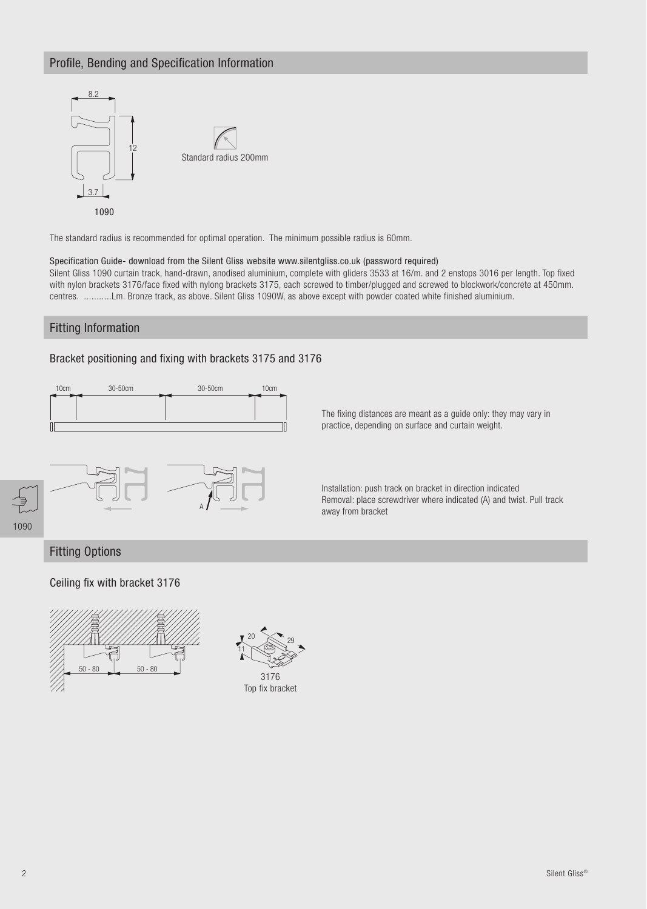## Profile, Bending and Specification Information

8.2

12

3.7

1090

Standard radius 200mm

The standard radius is recommended for optimal operation. The minimum possible radius is 60mm.

Specification Guide- download from the Silent Gliss website www.silentgliss.co.uk (password required)

Silent Gliss 1090 curtain track, hand-drawn, anodised aluminium, complete with gliders 3533 at 16/m. and 2 enstops 3016 per length. Top fixed with nylon brackets 3176/face fixed with nylong brackets 3175, each screwed to timber/plugged and screwed to blockwork/concrete at 450mm. centres. ...........Lm. Bronze track, as above. Silent Gliss 1090W, as above except with powder coated white finished aluminium.

## Fitting Information

### Bracket positioning and fixing with brackets 3175 and 3176

10cm | 30-50cm | 30-50cm | 10cm

The fixing distances are meant as a guide only: they may vary in practice, depending on surface and curtain weight.

A

Installation: push track on bracket in direction indicated
Removal: place screwdriver where indicated (A) and twist. Pull track away from bracket

1090

## Fitting Options

### Ceiling fix with bracket 3176

50 - 80 | 50 - 80

20

11

29

3176
Top fix bracket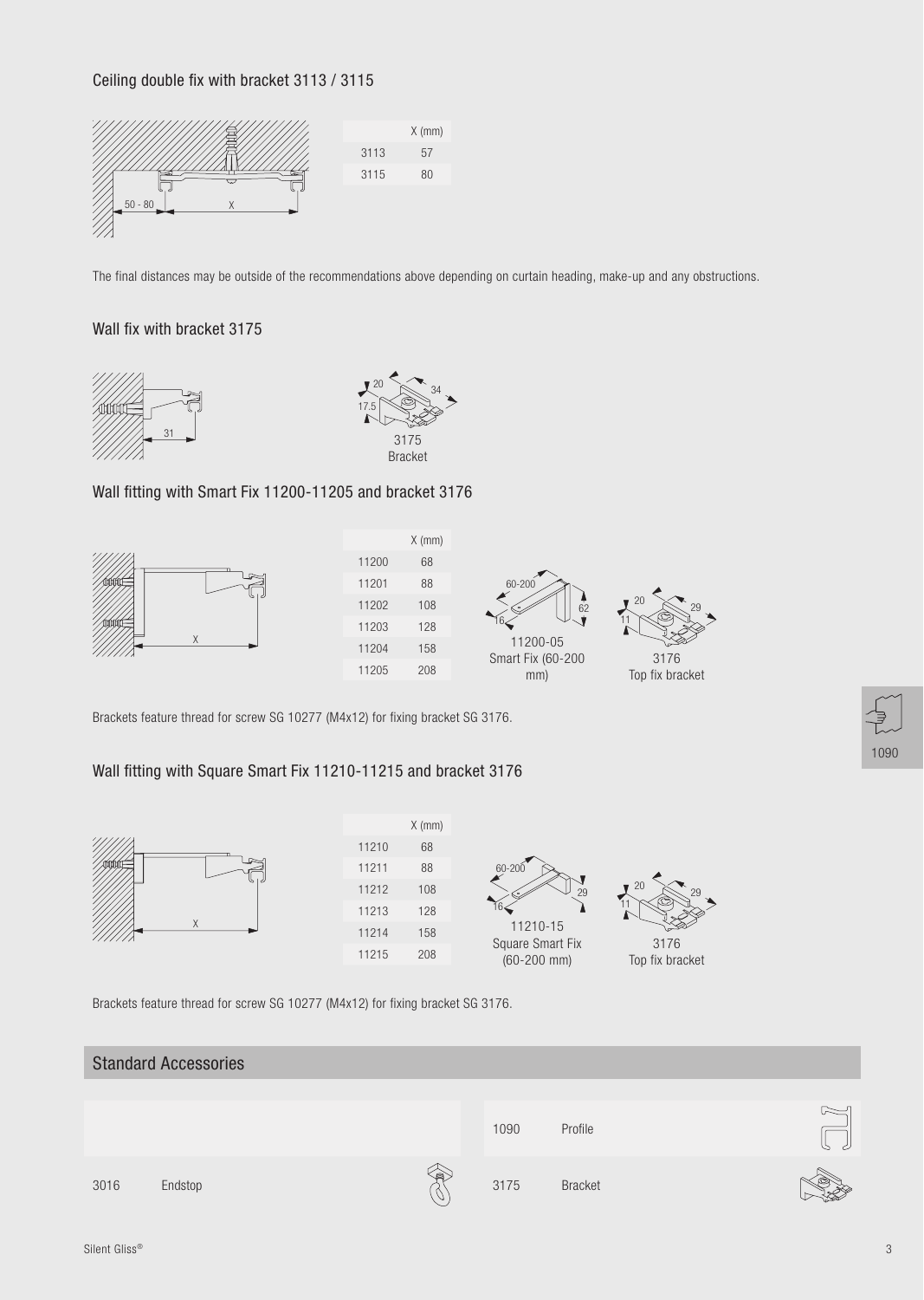## Ceiling double fix with bracket 3113 / 3115

| | X (mm) |
|---|---|
| 3113 | 57 |
| 3115 | 80 |

The final distances may be outside of the recommendations above depending on curtain heading, make-up and any obstructions.

## Wall fix with bracket 3175

3175
Bracket

## Wall fitting with Smart Fix 11200-11205 and bracket 3176

| | X (mm) |
|---|---|
| 11200 | 68 |
| 11201 | 88 |
| 11202 | 108 |
| 11203 | 128 |
| 11204 | 158 |
| 11205 | 208 |

11200-05
Smart Fix (60-200 mm)

3176
Top fix bracket

Brackets feature thread for screw SG 10277 (M4x12) for fixing bracket SG 3176.

## Wall fitting with Square Smart Fix 11210-11215 and bracket 3176

| | X (mm) |
|---|---|
| 11210 | 68 |
| 11211 | 88 |
| 11212 | 108 |
| 11213 | 128 |
| 11214 | 158 |
| 11215 | 208 |

11210-15
Square Smart Fix (60-200 mm)

3176
Top fix bracket

Brackets feature thread for screw SG 10277 (M4x12) for fixing bracket SG 3176.

## Standard Accessories

| | | | |
|---|---|---|---|
| | | 1090 | Profile |
| 3016 | Endstop | 3175 | Bracket |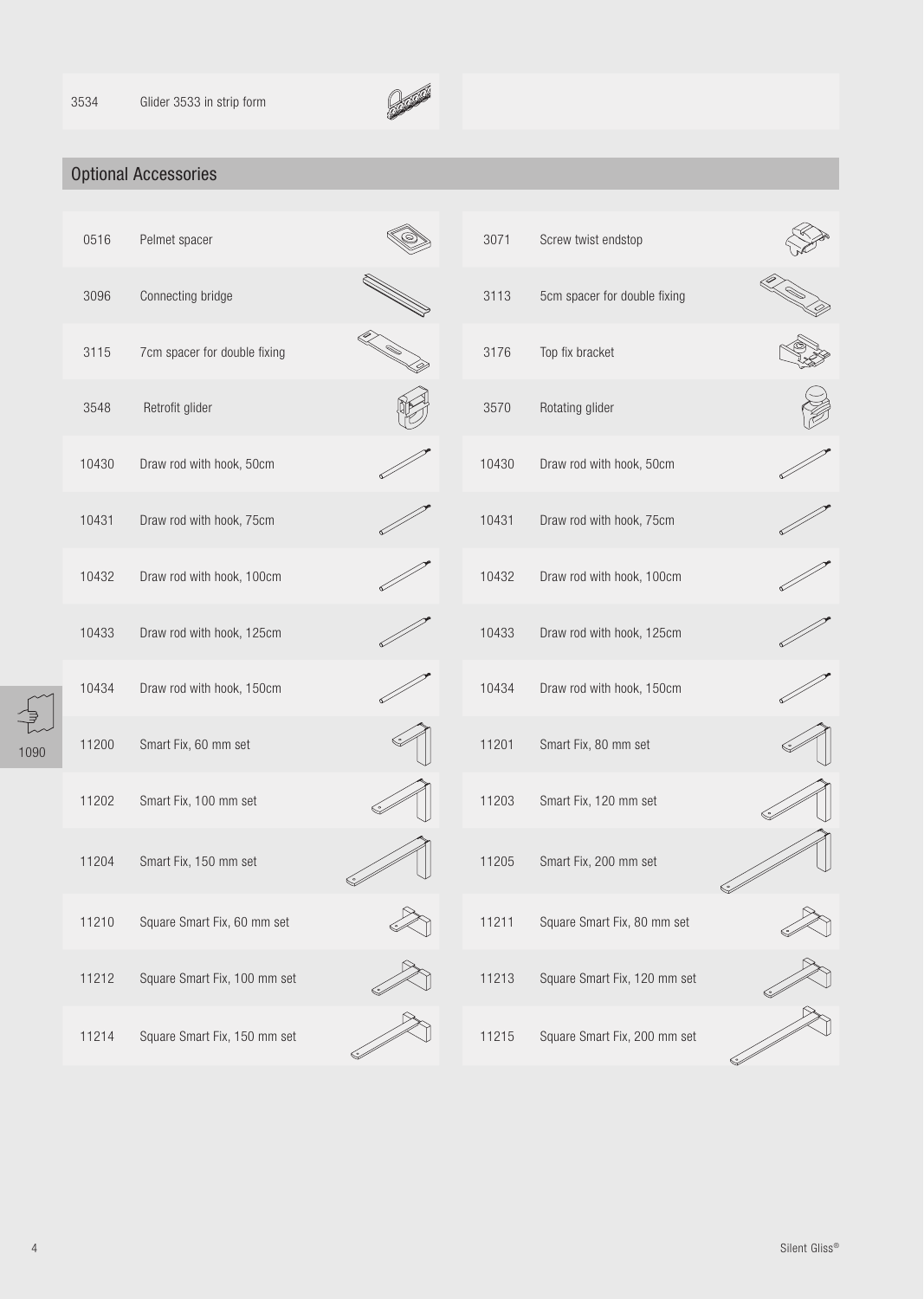| | |
|---|---|
| 3534 | Glider 3533 in strip form |

## Optional Accessories

| | | | |
|---|---|---|---|
| 0516 | Pelmet spacer | 3071 | Screw twist endstop |
| 3096 | Connecting bridge | 3113 | 5cm spacer for double fixing |
| 3115 | 7cm spacer for double fixing | 3176 | Top fix bracket |
| 3548 | Retrofit glider | 3570 | Rotating glider |
| 10430 | Draw rod with hook, 50cm | 10430 | Draw rod with hook, 50cm |
| 10431 | Draw rod with hook, 75cm | 10431 | Draw rod with hook, 75cm |
| 10432 | Draw rod with hook, 100cm | 10432 | Draw rod with hook, 100cm |
| 10433 | Draw rod with hook, 125cm | 10433 | Draw rod with hook, 125cm |
| 10434 | Draw rod with hook, 150cm | 10434 | Draw rod with hook, 150cm |
| 11200 | Smart Fix, 60 mm set | 11201 | Smart Fix, 80 mm set |
| 11202 | Smart Fix, 100 mm set | 11203 | Smart Fix, 120 mm set |
| 11204 | Smart Fix, 150 mm set | 11205 | Smart Fix, 200 mm set |
| 11210 | Square Smart Fix, 60 mm set | 11211 | Square Smart Fix, 80 mm set |
| 11212 | Square Smart Fix, 100 mm set | 11213 | Square Smart Fix, 120 mm set |
| 11214 | Square Smart Fix, 150 mm set | 11215 | Square Smart Fix, 200 mm set |

1090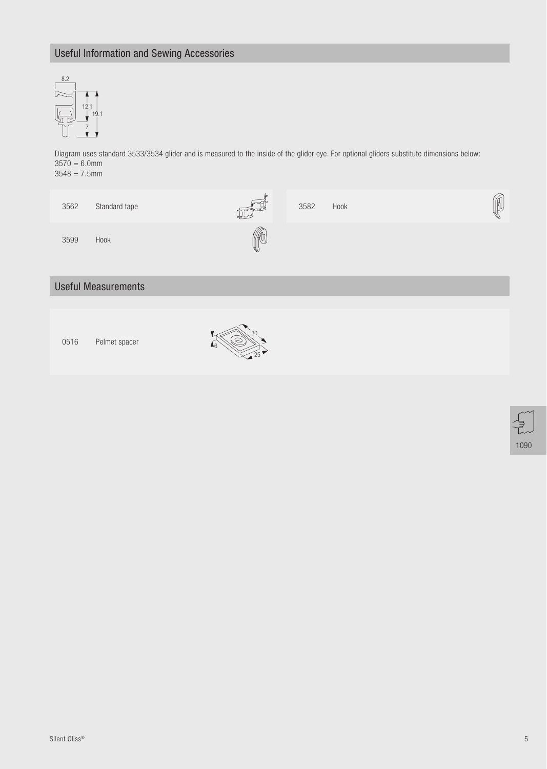## Useful Information and Sewing Accessories

8.2

12.1

19.1

7

Diagram uses standard 3533/3534 glider and is measured to the inside of the glider eye. For optional gliders substitute dimensions below:
3570 = 6.0mm
3548 = 7.5mm

| | | | |
|---|---|---|---|
| 3562 | Standard tape | 3582 | Hook |
| 3599 | Hook | | |

## Useful Measurements

| | |
|---|---|
| 0516 | Pelmet spacer |

30

6

25

1090